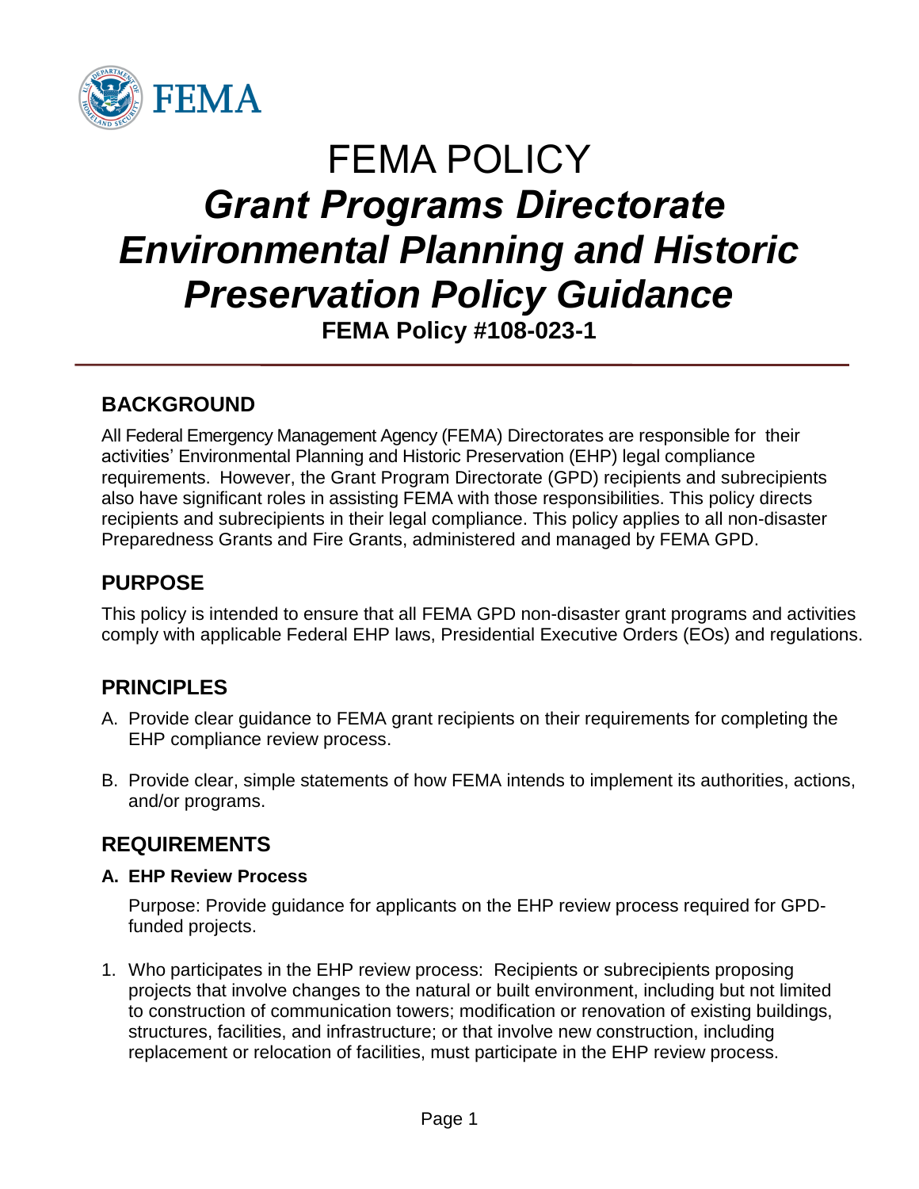# FEMA POLICY

# *Grant Programs Directorate Environmental Planning and Historic Preservation Policy Guidance*

**FEMA Policy #108-023-1**

## BACKGROUND

All Federal Emergency Management Agency (FEMA) Directorates are responsible for their activities' Environmental Planning and Historic Preservation (EHP) legal compliance requirements. However, the Grant Program Directorate (GPD) recipients and subrecipients also have significant roles in assisting FEMA with those responsibilities. This policy directs recipients and subrecipients in their legal compliance. This policy applies to all non-disaster Preparedness Grants and Fire Grants, administered and managed by FEMA GPD.

## PURPOSE

This policy is intended to ensure that all FEMA GPD non-disaster grant programs and activities comply with applicable Federal EHP laws, Presidential Executive Orders (EOs) and regulations.

## PRINCIPLES

A. Provide clear guidance to FEMA grant recipients on their requirements for completing the EHP compliance review process.

B. Provide clear, simple statements of how FEMA intends to implement its authorities, actions, and/or programs.

## REQUIREMENTS

### A. EHP Review Process

Purpose: Provide guidance for applicants on the EHP review process required for GPD-funded projects.

1. Who participates in the EHP review process: Recipients or subrecipients proposing projects that involve changes to the natural or built environment, including but not limited to construction of communication towers; modification or renovation of existing buildings, structures, facilities, and infrastructure; or that involve new construction, including replacement or relocation of facilities, must participate in the EHP review process.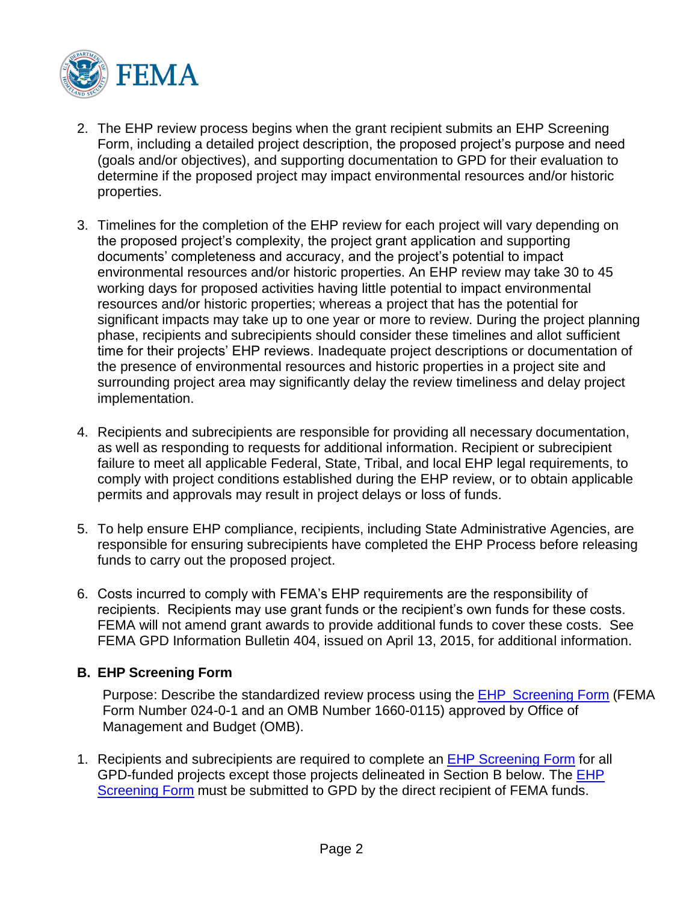2. The EHP review process begins when the grant recipient submits an EHP Screening Form, including a detailed project description, the proposed project's purpose and need (goals and/or objectives), and supporting documentation to GPD for their evaluation to determine if the proposed project may impact environmental resources and/or historic properties.

3. Timelines for the completion of the EHP review for each project will vary depending on the proposed project's complexity, the project grant application and supporting documents' completeness and accuracy, and the project's potential to impact environmental resources and/or historic properties. An EHP review may take 30 to 45 working days for proposed activities having little potential to impact environmental resources and/or historic properties; whereas a project that has the potential for significant impacts may take up to one year or more to review. During the project planning phase, recipients and subrecipients should consider these timelines and allot sufficient time for their projects' EHP reviews. Inadequate project descriptions or documentation of the presence of environmental resources and historic properties in a project site and surrounding project area may significantly delay the review timeliness and delay project implementation.

4. Recipients and subrecipients are responsible for providing all necessary documentation, as well as responding to requests for additional information. Recipient or subrecipient failure to meet all applicable Federal, State, Tribal, and local EHP legal requirements, to comply with project conditions established during the EHP review, or to obtain applicable permits and approvals may result in project delays or loss of funds.

5. To help ensure EHP compliance, recipients, including State Administrative Agencies, are responsible for ensuring subrecipients have completed the EHP Process before releasing funds to carry out the proposed project.

6. Costs incurred to comply with FEMA's EHP requirements are the responsibility of recipients. Recipients may use grant funds or the recipient's own funds for these costs. FEMA will not amend grant awards to provide additional funds to cover these costs. See FEMA GPD Information Bulletin 404, issued on April 13, 2015, for additional information.

### B. EHP Screening Form

Purpose: Describe the standardized review process using the EHP Screening Form (FEMA Form Number 024-0-1 and an OMB Number 1660-0115) approved by Office of Management and Budget (OMB).

1. Recipients and subrecipients are required to complete an EHP Screening Form for all GPD-funded projects except those projects delineated in Section B below. The EHP Screening Form must be submitted to GPD by the direct recipient of FEMA funds.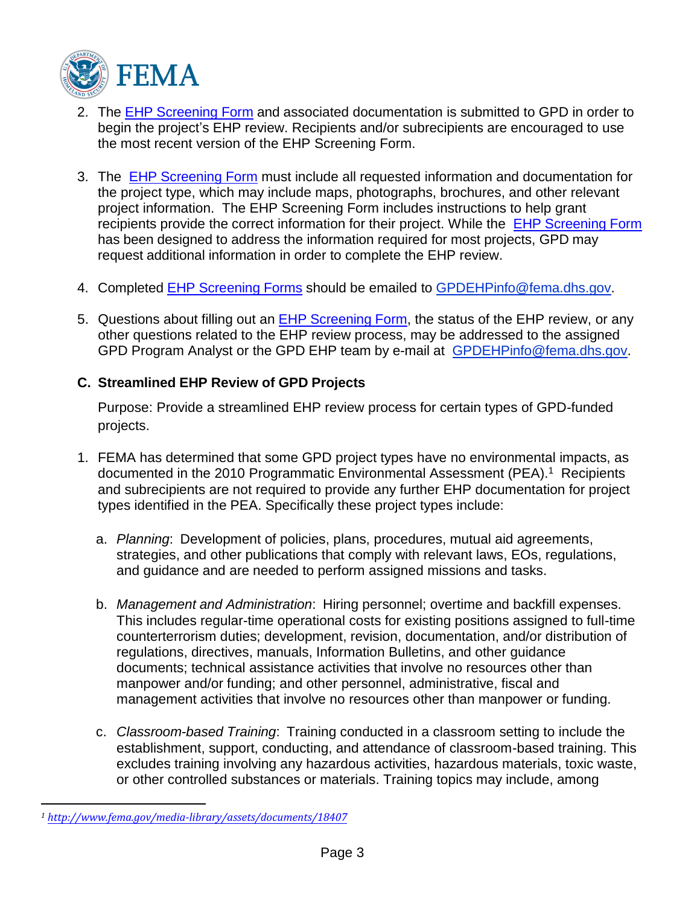2. The [EHP Screening Form](#) and associated documentation is submitted to GPD in order to begin the project's EHP review. Recipients and/or subrecipients are encouraged to use the most recent version of the EHP Screening Form.

3. The [EHP Screening Form](#) must include all requested information and documentation for the project type, which may include maps, photographs, brochures, and other relevant project information. The EHP Screening Form includes instructions to help grant recipients provide the correct information for their project. While the [EHP Screening Form](#) has been designed to address the information required for most projects, GPD may request additional information in order to complete the EHP review.

4. Completed [EHP Screening Forms](#) should be emailed to GPDEHPinfo@fema.dhs.gov.

5. Questions about filling out an [EHP Screening Form](#), the status of the EHP review, or any other questions related to the EHP review process, may be addressed to the assigned GPD Program Analyst or the GPD EHP team by e-mail at GPDEHPinfo@fema.dhs.gov.

### C. Streamlined EHP Review of GPD Projects

Purpose: Provide a streamlined EHP review process for certain types of GPD-funded projects.

1. FEMA has determined that some GPD project types have no environmental impacts, as documented in the 2010 Programmatic Environmental Assessment (PEA).[1] Recipients and subrecipients are not required to provide any further EHP documentation for project types identified in the PEA. Specifically these project types include:

   a. *Planning*: Development of policies, plans, procedures, mutual aid agreements, strategies, and other publications that comply with relevant laws, EOs, regulations, and guidance and are needed to perform assigned missions and tasks.

   b. *Management and Administration*: Hiring personnel; overtime and backfill expenses. This includes regular-time operational costs for existing positions assigned to full-time counterterrorism duties; development, revision, documentation, and/or distribution of regulations, directives, manuals, Information Bulletins, and other guidance documents; technical assistance activities that involve no resources other than manpower and/or funding; and other personnel, administrative, fiscal and management activities that involve no resources other than manpower or funding.

   c. *Classroom-based Training*: Training conducted in a classroom setting to include the establishment, support, conducting, and attendance of classroom-based training. This excludes training involving any hazardous activities, hazardous materials, toxic waste, or other controlled substances or materials. Training topics may include, among

---

[1] http://www.fema.gov/media-library/assets/documents/18407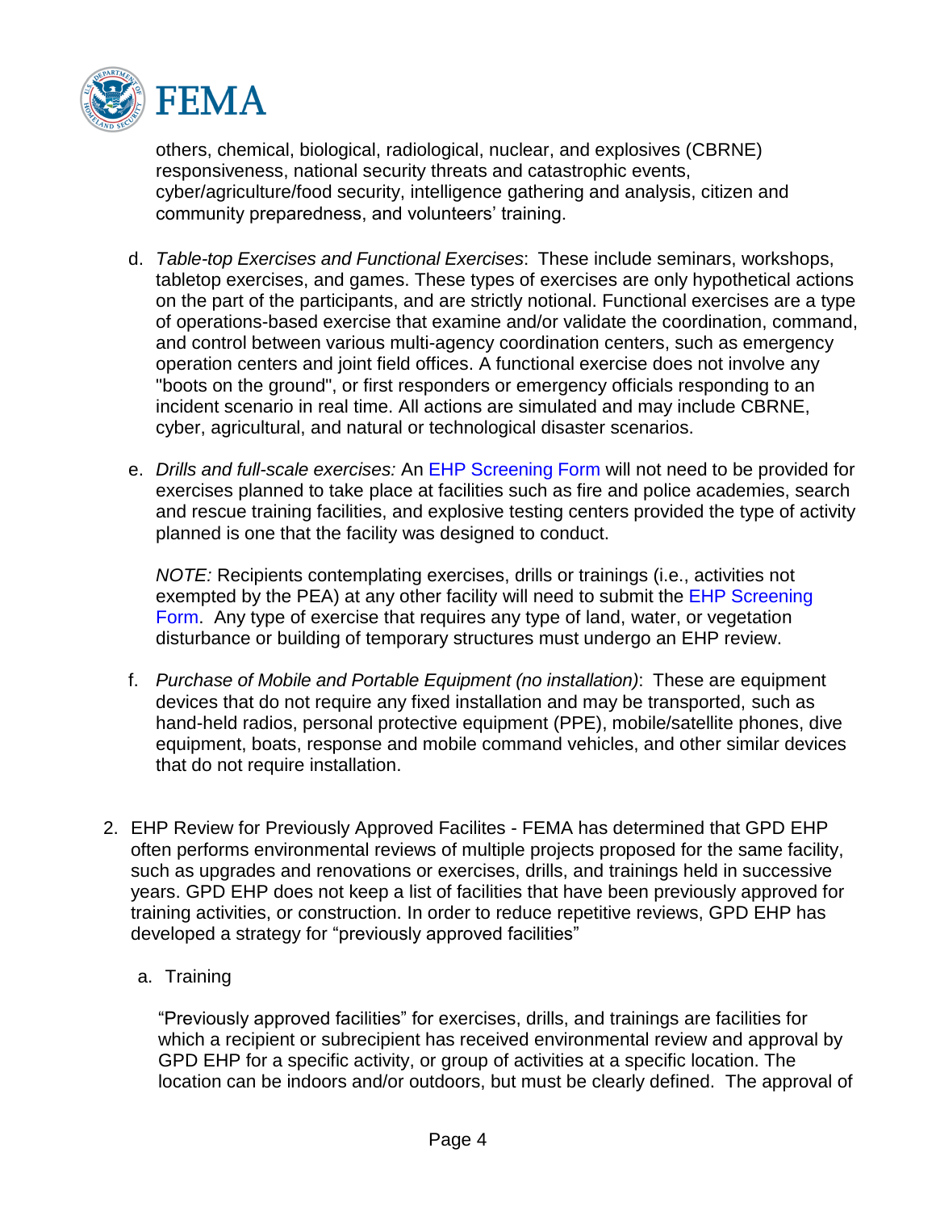others, chemical, biological, radiological, nuclear, and explosives (CBRNE) responsiveness, national security threats and catastrophic events, cyber/agriculture/food security, intelligence gathering and analysis, citizen and community preparedness, and volunteers' training.

d. *Table-top Exercises and Functional Exercises*: These include seminars, workshops, tabletop exercises, and games. These types of exercises are only hypothetical actions on the part of the participants, and are strictly notional. Functional exercises are a type of operations-based exercise that examine and/or validate the coordination, command, and control between various multi-agency coordination centers, such as emergency operation centers and joint field offices. A functional exercise does not involve any "boots on the ground", or first responders or emergency officials responding to an incident scenario in real time. All actions are simulated and may include CBRNE, cyber, agricultural, and natural or technological disaster scenarios.

e. *Drills and full-scale exercises:* An EHP Screening Form will not need to be provided for exercises planned to take place at facilities such as fire and police academies, search and rescue training facilities, and explosive testing centers provided the type of activity planned is one that the facility was designed to conduct.

   *NOTE:* Recipients contemplating exercises, drills or trainings (i.e., activities not exempted by the PEA) at any other facility will need to submit the EHP Screening Form. Any type of exercise that requires any type of land, water, or vegetation disturbance or building of temporary structures must undergo an EHP review.

f. *Purchase of Mobile and Portable Equipment (no installation)*: These are equipment devices that do not require any fixed installation and may be transported, such as hand-held radios, personal protective equipment (PPE), mobile/satellite phones, dive equipment, boats, response and mobile command vehicles, and other similar devices that do not require installation.

2. EHP Review for Previously Approved Facilites - FEMA has determined that GPD EHP often performs environmental reviews of multiple projects proposed for the same facility, such as upgrades and renovations or exercises, drills, and trainings held in successive years. GPD EHP does not keep a list of facilities that have been previously approved for training activities, or construction. In order to reduce repetitive reviews, GPD EHP has developed a strategy for "previously approved facilities"

   a. Training

   "Previously approved facilities" for exercises, drills, and trainings are facilities for which a recipient or subrecipient has received environmental review and approval by GPD EHP for a specific activity, or group of activities at a specific location. The location can be indoors and/or outdoors, but must be clearly defined. The approval of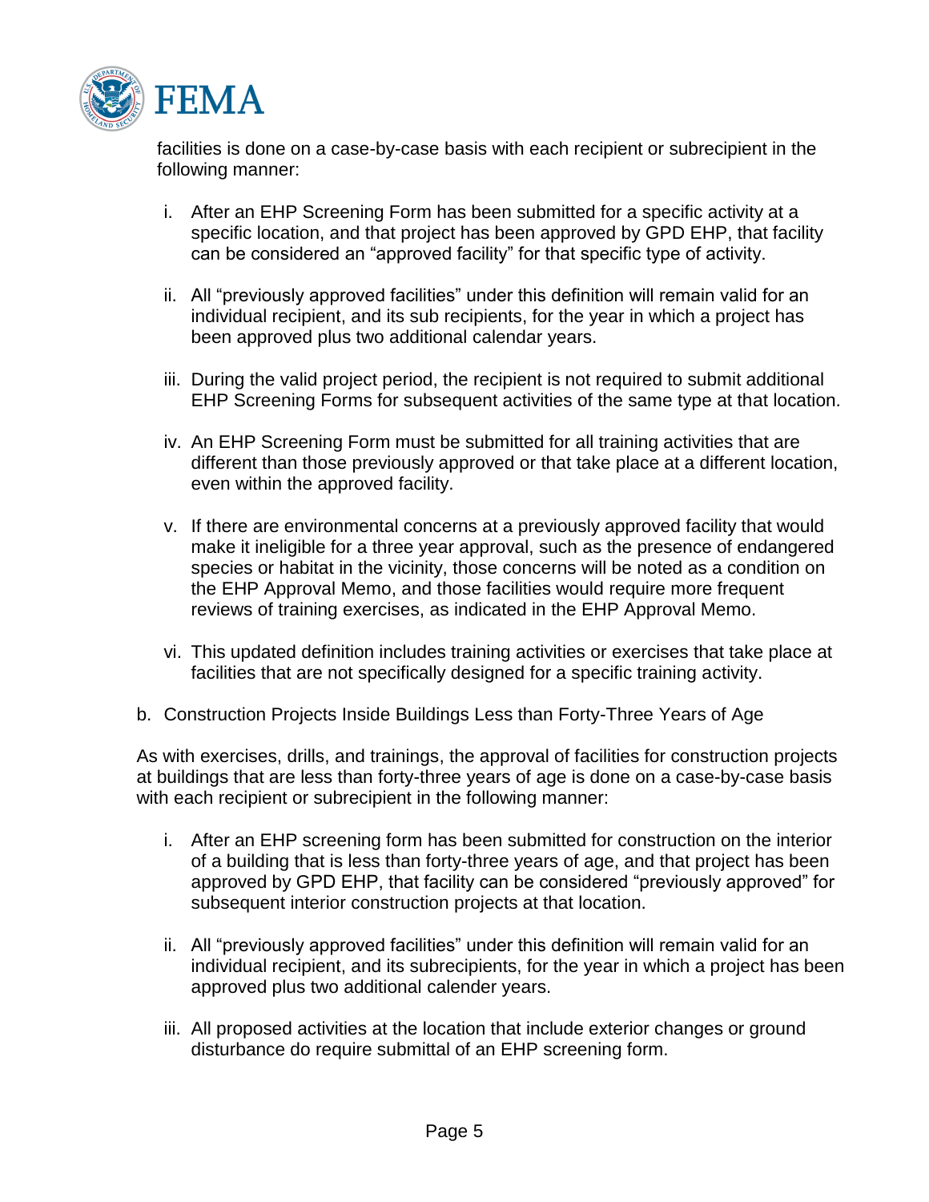facilities is done on a case-by-case basis with each recipient or subrecipient in the following manner:

i. After an EHP Screening Form has been submitted for a specific activity at a specific location, and that project has been approved by GPD EHP, that facility can be considered an "approved facility" for that specific type of activity.

ii. All "previously approved facilities" under this definition will remain valid for an individual recipient, and its sub recipients, for the year in which a project has been approved plus two additional calendar years.

iii. During the valid project period, the recipient is not required to submit additional EHP Screening Forms for subsequent activities of the same type at that location.

iv. An EHP Screening Form must be submitted for all training activities that are different than those previously approved or that take place at a different location, even within the approved facility.

v. If there are environmental concerns at a previously approved facility that would make it ineligible for a three year approval, such as the presence of endangered species or habitat in the vicinity, those concerns will be noted as a condition on the EHP Approval Memo, and those facilities would require more frequent reviews of training exercises, as indicated in the EHP Approval Memo.

vi. This updated definition includes training activities or exercises that take place at facilities that are not specifically designed for a specific training activity.

b. Construction Projects Inside Buildings Less than Forty-Three Years of Age

As with exercises, drills, and trainings, the approval of facilities for construction projects at buildings that are less than forty-three years of age is done on a case-by-case basis with each recipient or subrecipient in the following manner:

i. After an EHP screening form has been submitted for construction on the interior of a building that is less than forty-three years of age, and that project has been approved by GPD EHP, that facility can be considered "previously approved" for subsequent interior construction projects at that location.

ii. All "previously approved facilities" under this definition will remain valid for an individual recipient, and its subrecipients, for the year in which a project has been approved plus two additional calender years.

iii. All proposed activities at the location that include exterior changes or ground disturbance do require submittal of an EHP screening form.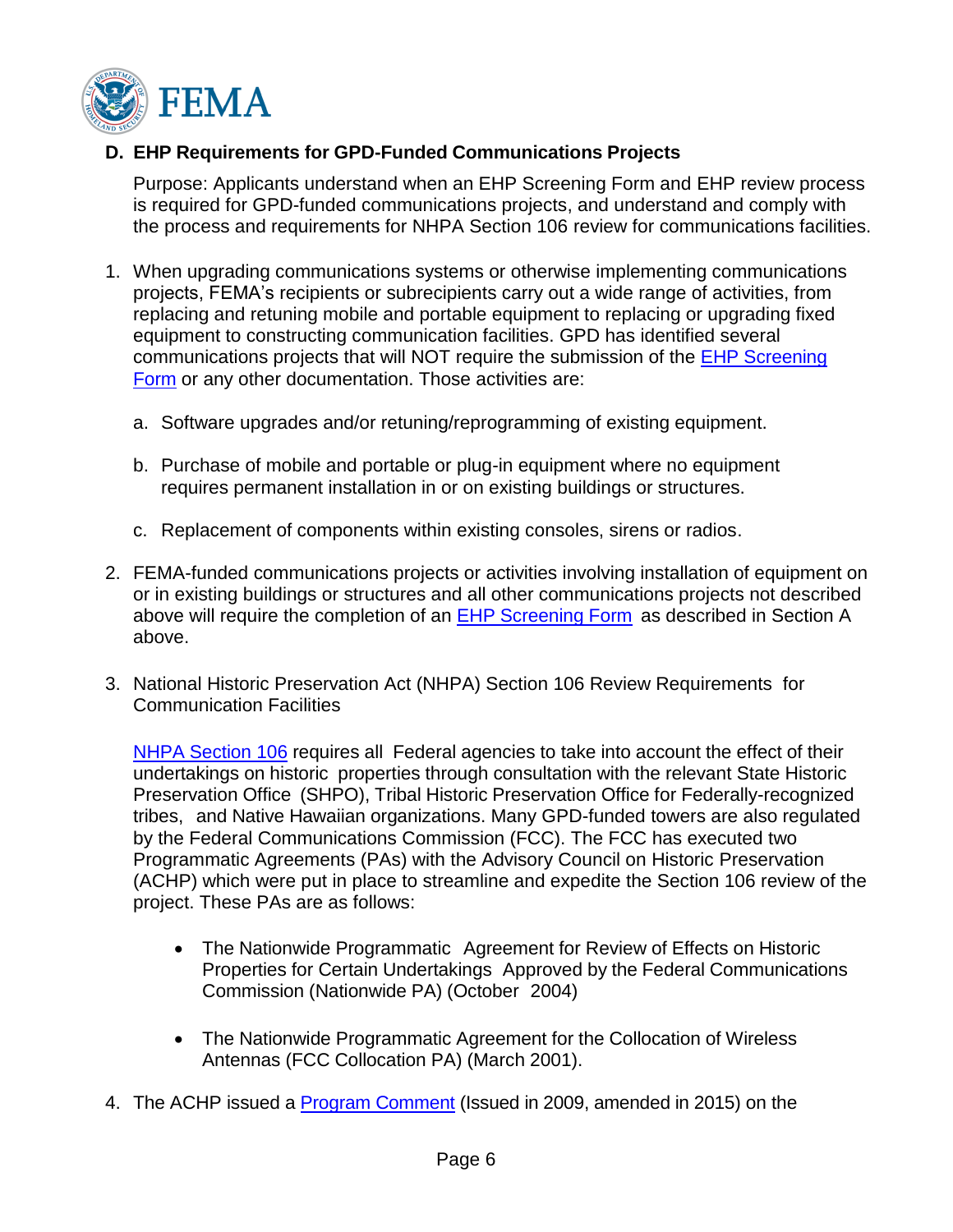## D. EHP Requirements for GPD-Funded Communications Projects

Purpose: Applicants understand when an EHP Screening Form and EHP review process is required for GPD-funded communications projects, and understand and comply with the process and requirements for NHPA Section 106 review for communications facilities.

1. When upgrading communications systems or otherwise implementing communications projects, FEMA's recipients or subrecipients carry out a wide range of activities, from replacing and retuning mobile and portable equipment to replacing or upgrading fixed equipment to constructing communication facilities. GPD has identified several communications projects that will NOT require the submission of the EHP Screening Form or any other documentation. Those activities are:

   a. Software upgrades and/or retuning/reprogramming of existing equipment.

   b. Purchase of mobile and portable or plug-in equipment where no equipment requires permanent installation in or on existing buildings or structures.

   c. Replacement of components within existing consoles, sirens or radios.

2. FEMA-funded communications projects or activities involving installation of equipment on or in existing buildings or structures and all other communications projects not described above will require the completion of an EHP Screening Form as described in Section A above.

3. National Historic Preservation Act (NHPA) Section 106 Review Requirements for Communication Facilities

   NHPA Section 106 requires all Federal agencies to take into account the effect of their undertakings on historic properties through consultation with the relevant State Historic Preservation Office (SHPO), Tribal Historic Preservation Office for Federally-recognized tribes, and Native Hawaiian organizations. Many GPD-funded towers are also regulated by the Federal Communications Commission (FCC). The FCC has executed two Programmatic Agreements (PAs) with the Advisory Council on Historic Preservation (ACHP) which were put in place to streamline and expedite the Section 106 review of the project. These PAs are as follows:

   - The Nationwide Programmatic Agreement for Review of Effects on Historic Properties for Certain Undertakings Approved by the Federal Communications Commission (Nationwide PA) (October 2004)

   - The Nationwide Programmatic Agreement for the Collocation of Wireless Antennas (FCC Collocation PA) (March 2001).

4. The ACHP issued a Program Comment (Issued in 2009, amended in 2015) on the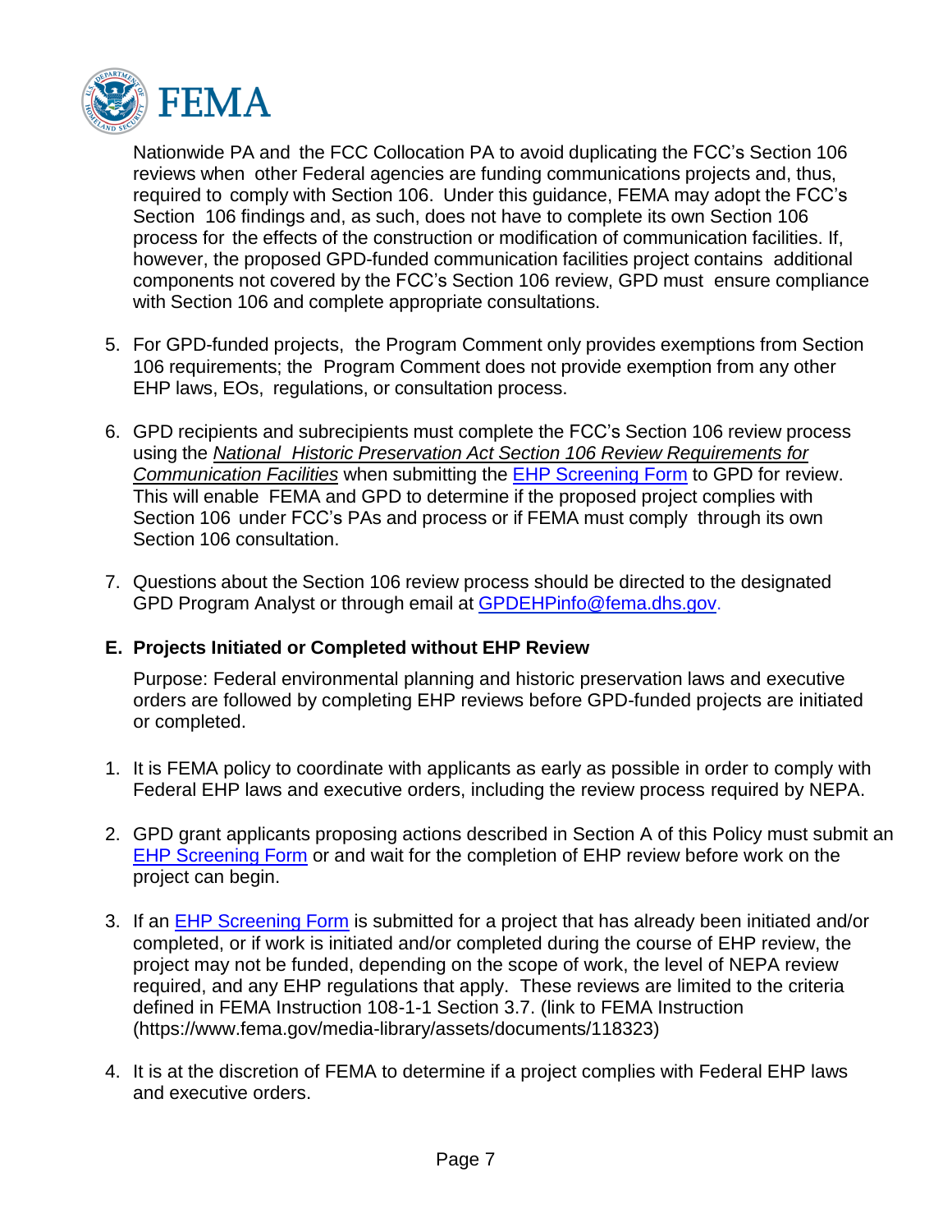Nationwide PA and the FCC Collocation PA to avoid duplicating the FCC's Section 106 reviews when other Federal agencies are funding communications projects and, thus, required to comply with Section 106. Under this guidance, FEMA may adopt the FCC's Section 106 findings and, as such, does not have to complete its own Section 106 process for the effects of the construction or modification of communication facilities. If, however, the proposed GPD-funded communication facilities project contains additional components not covered by the FCC's Section 106 review, GPD must ensure compliance with Section 106 and complete appropriate consultations.

5. For GPD-funded projects, the Program Comment only provides exemptions from Section 106 requirements; the Program Comment does not provide exemption from any other EHP laws, EOs, regulations, or consultation process.

6. GPD recipients and subrecipients must complete the FCC's Section 106 review process using the *National Historic Preservation Act Section 106 Review Requirements for Communication Facilities* when submitting the EHP Screening Form to GPD for review. This will enable FEMA and GPD to determine if the proposed project complies with Section 106 under FCC's PAs and process or if FEMA must comply through its own Section 106 consultation.

7. Questions about the Section 106 review process should be directed to the designated GPD Program Analyst or through email at GPDEHPinfo@fema.dhs.gov.

### E. Projects Initiated or Completed without EHP Review

Purpose: Federal environmental planning and historic preservation laws and executive orders are followed by completing EHP reviews before GPD-funded projects are initiated or completed.

1. It is FEMA policy to coordinate with applicants as early as possible in order to comply with Federal EHP laws and executive orders, including the review process required by NEPA.

2. GPD grant applicants proposing actions described in Section A of this Policy must submit an EHP Screening Form or and wait for the completion of EHP review before work on the project can begin.

3. If an EHP Screening Form is submitted for a project that has already been initiated and/or completed, or if work is initiated and/or completed during the course of EHP review, the project may not be funded, depending on the scope of work, the level of NEPA review required, and any EHP regulations that apply. These reviews are limited to the criteria defined in FEMA Instruction 108-1-1 Section 3.7. (link to FEMA Instruction (https://www.fema.gov/media-library/assets/documents/118323)

4. It is at the discretion of FEMA to determine if a project complies with Federal EHP laws and executive orders.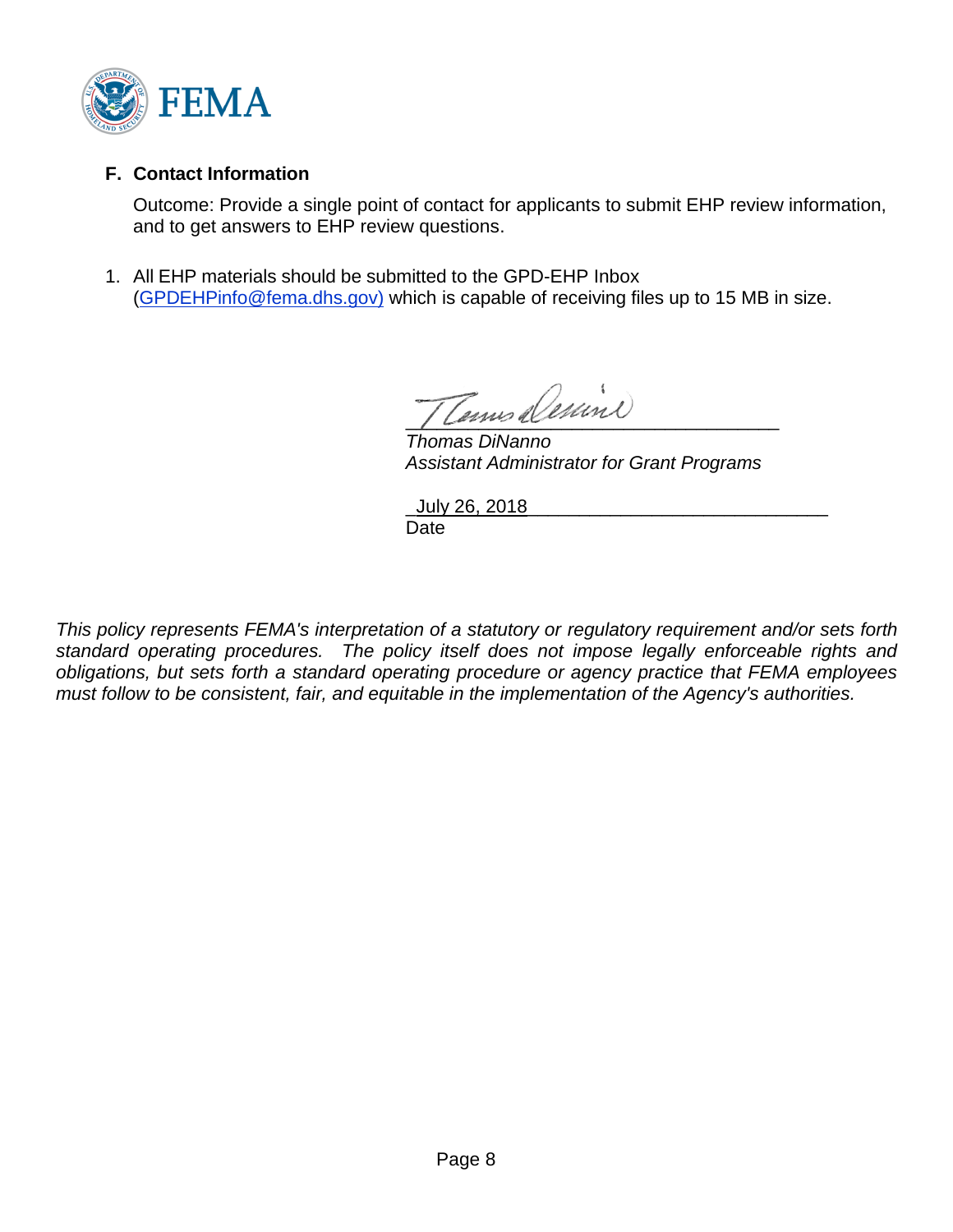### F. Contact Information

Outcome: Provide a single point of contact for applicants to submit EHP review information, and to get answers to EHP review questions.

1. All EHP materials should be submitted to the GPD-EHP Inbox (GPDEHPinfo@fema.dhs.gov) which is capable of receiving files up to 15 MB in size.

_________________________________

*Thomas DiNanno*
*Assistant Administrator for Grant Programs*

July 26, 2018
Date

*This policy represents FEMA's interpretation of a statutory or regulatory requirement and/or sets forth standard operating procedures. The policy itself does not impose legally enforceable rights and obligations, but sets forth a standard operating procedure or agency practice that FEMA employees must follow to be consistent, fair, and equitable in the implementation of the Agency's authorities.*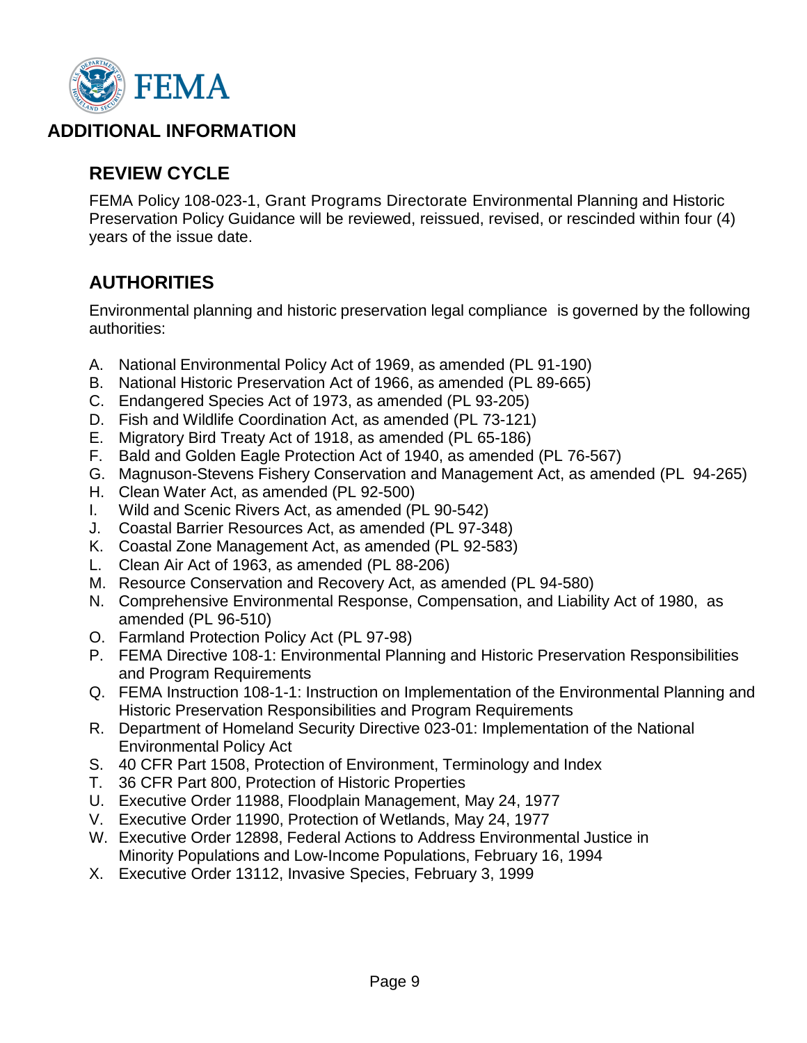# ADDITIONAL INFORMATION

## REVIEW CYCLE

FEMA Policy 108-023-1, Grant Programs Directorate Environmental Planning and Historic Preservation Policy Guidance will be reviewed, reissued, revised, or rescinded within four (4) years of the issue date.

## AUTHORITIES

Environmental planning and historic preservation legal compliance is governed by the following authorities:

A. National Environmental Policy Act of 1969, as amended (PL 91-190)
B. National Historic Preservation Act of 1966, as amended (PL 89-665)
C. Endangered Species Act of 1973, as amended (PL 93-205)
D. Fish and Wildlife Coordination Act, as amended (PL 73-121)
E. Migratory Bird Treaty Act of 1918, as amended (PL 65-186)
F. Bald and Golden Eagle Protection Act of 1940, as amended (PL 76-567)
G. Magnuson-Stevens Fishery Conservation and Management Act, as amended (PL 94-265)
H. Clean Water Act, as amended (PL 92-500)
I. Wild and Scenic Rivers Act, as amended (PL 90-542)
J. Coastal Barrier Resources Act, as amended (PL 97-348)
K. Coastal Zone Management Act, as amended (PL 92-583)
L. Clean Air Act of 1963, as amended (PL 88-206)
M. Resource Conservation and Recovery Act, as amended (PL 94-580)
N. Comprehensive Environmental Response, Compensation, and Liability Act of 1980, as amended (PL 96-510)
O. Farmland Protection Policy Act (PL 97-98)
P. FEMA Directive 108-1: Environmental Planning and Historic Preservation Responsibilities and Program Requirements
Q. FEMA Instruction 108-1-1: Instruction on Implementation of the Environmental Planning and Historic Preservation Responsibilities and Program Requirements
R. Department of Homeland Security Directive 023-01: Implementation of the National Environmental Policy Act
S. 40 CFR Part 1508, Protection of Environment, Terminology and Index
T. 36 CFR Part 800, Protection of Historic Properties
U. Executive Order 11988, Floodplain Management, May 24, 1977
V. Executive Order 11990, Protection of Wetlands, May 24, 1977
W. Executive Order 12898, Federal Actions to Address Environmental Justice in Minority Populations and Low-Income Populations, February 16, 1994
X. Executive Order 13112, Invasive Species, February 3, 1999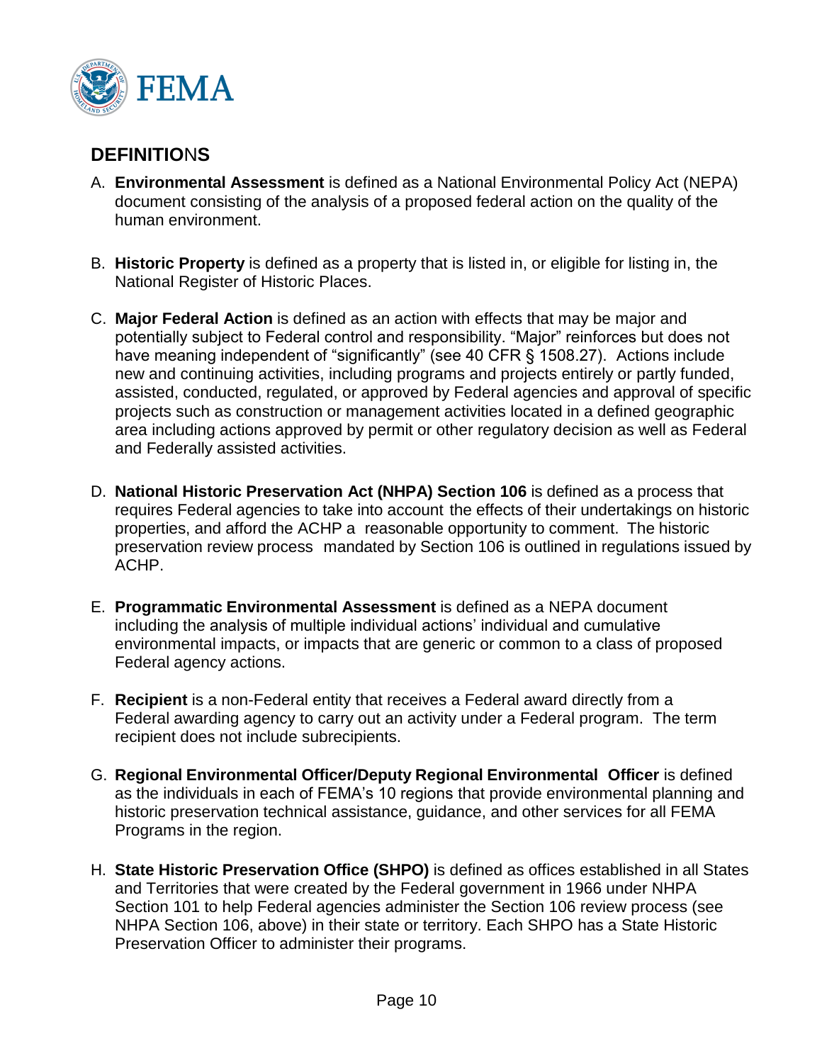## DEFINITIONS

A. **Environmental Assessment** is defined as a National Environmental Policy Act (NEPA) document consisting of the analysis of a proposed federal action on the quality of the human environment.

B. **Historic Property** is defined as a property that is listed in, or eligible for listing in, the National Register of Historic Places.

C. **Major Federal Action** is defined as an action with effects that may be major and potentially subject to Federal control and responsibility. "Major" reinforces but does not have meaning independent of "significantly" (see 40 CFR § 1508.27). Actions include new and continuing activities, including programs and projects entirely or partly funded, assisted, conducted, regulated, or approved by Federal agencies and approval of specific projects such as construction or management activities located in a defined geographic area including actions approved by permit or other regulatory decision as well as Federal and Federally assisted activities.

D. **National Historic Preservation Act (NHPA) Section 106** is defined as a process that requires Federal agencies to take into account the effects of their undertakings on historic properties, and afford the ACHP a reasonable opportunity to comment. The historic preservation review process mandated by Section 106 is outlined in regulations issued by ACHP.

E. **Programmatic Environmental Assessment** is defined as a NEPA document including the analysis of multiple individual actions' individual and cumulative environmental impacts, or impacts that are generic or common to a class of proposed Federal agency actions.

F. **Recipient** is a non-Federal entity that receives a Federal award directly from a Federal awarding agency to carry out an activity under a Federal program. The term recipient does not include subrecipients.

G. **Regional Environmental Officer/Deputy Regional Environmental Officer** is defined as the individuals in each of FEMA's 10 regions that provide environmental planning and historic preservation technical assistance, guidance, and other services for all FEMA Programs in the region.

H. **State Historic Preservation Office (SHPO)** is defined as offices established in all States and Territories that were created by the Federal government in 1966 under NHPA Section 101 to help Federal agencies administer the Section 106 review process (see NHPA Section 106, above) in their state or territory. Each SHPO has a State Historic Preservation Officer to administer their programs.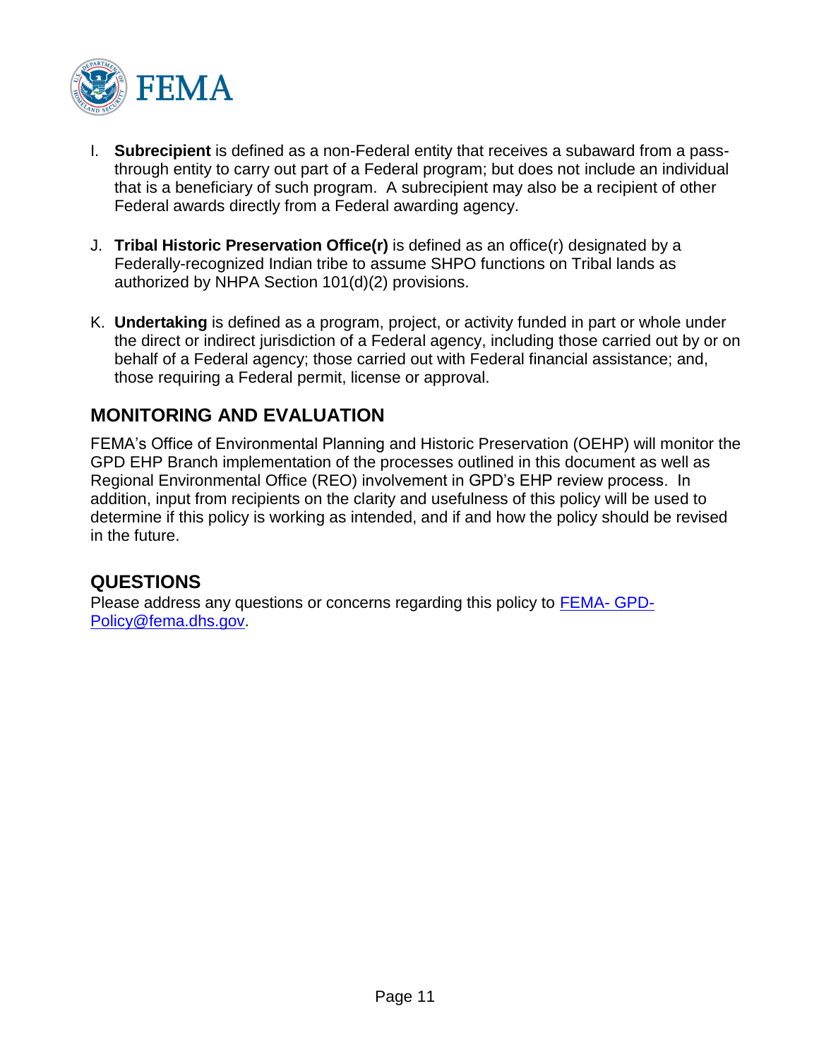I. **Subrecipient** is defined as a non-Federal entity that receives a subaward from a pass-through entity to carry out part of a Federal program; but does not include an individual that is a beneficiary of such program. A subrecipient may also be a recipient of other Federal awards directly from a Federal awarding agency.

J. **Tribal Historic Preservation Office(r)** is defined as an office(r) designated by a Federally-recognized Indian tribe to assume SHPO functions on Tribal lands as authorized by NHPA Section 101(d)(2) provisions.

K. **Undertaking** is defined as a program, project, or activity funded in part or whole under the direct or indirect jurisdiction of a Federal agency, including those carried out by or on behalf of a Federal agency; those carried out with Federal financial assistance; and, those requiring a Federal permit, license or approval.

## MONITORING AND EVALUATION

FEMA's Office of Environmental Planning and Historic Preservation (OEHP) will monitor the GPD EHP Branch implementation of the processes outlined in this document as well as Regional Environmental Office (REO) involvement in GPD's EHP review process. In addition, input from recipients on the clarity and usefulness of this policy will be used to determine if this policy is working as intended, and if and how the policy should be revised in the future.

## QUESTIONS

Please address any questions or concerns regarding this policy to [FEMA- GPD-Policy@fema.dhs.gov](mailto:FEMA-GPD-Policy@fema.dhs.gov).